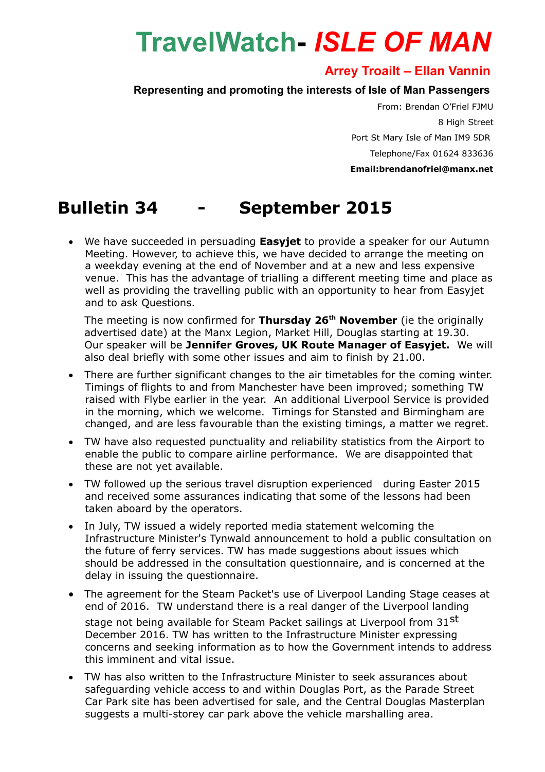# TravelWatch- *ISLE OF MAN*

## Arrey Troailt – Ellan Vannin

**Representing and promoting the interests of Isle of Man Passengers**

From: Brendan O'Friel FJMU
8 High Street
Port St Mary Isle of Man IM9 5DR
Telephone/Fax 01624 833636
**Email:brendanofriel@manx.net**

# Bulletin 34 - September 2015

- We have succeeded in persuading **Easyjet** to provide a speaker for our Autumn Meeting. However, to achieve this, we have decided to arrange the meeting on a weekday evening at the end of November and at a new and less expensive venue. This has the advantage of trialling a different meeting time and place as well as providing the travelling public with an opportunity to hear from Easyjet and to ask Questions.

  The meeting is now confirmed for **Thursday 26th November** (ie the originally advertised date) at the Manx Legion, Market Hill, Douglas starting at 19.30. Our speaker will be **Jennifer Groves, UK Route Manager of Easyjet.** We will also deal briefly with some other issues and aim to finish by 21.00.

- There are further significant changes to the air timetables for the coming winter. Timings of flights to and from Manchester have been improved; something TW raised with Flybe earlier in the year. An additional Liverpool Service is provided in the morning, which we welcome. Timings for Stansted and Birmingham are changed, and are less favourable than the existing timings, a matter we regret.

- TW have also requested punctuality and reliability statistics from the Airport to enable the public to compare airline performance. We are disappointed that these are not yet available.

- TW followed up the serious travel disruption experienced during Easter 2015 and received some assurances indicating that some of the lessons had been taken aboard by the operators.

- In July, TW issued a widely reported media statement welcoming the Infrastructure Minister's Tynwald announcement to hold a public consultation on the future of ferry services. TW has made suggestions about issues which should be addressed in the consultation questionnaire, and is concerned at the delay in issuing the questionnaire.

- The agreement for the Steam Packet's use of Liverpool Landing Stage ceases at end of 2016. TW understand there is a real danger of the Liverpool landing stage not being available for Steam Packet sailings at Liverpool from 31st December 2016. TW has written to the Infrastructure Minister expressing concerns and seeking information as to how the Government intends to address this imminent and vital issue.

- TW has also written to the Infrastructure Minister to seek assurances about safeguarding vehicle access to and within Douglas Port, as the Parade Street Car Park site has been advertised for sale, and the Central Douglas Masterplan suggests a multi-storey car park above the vehicle marshalling area.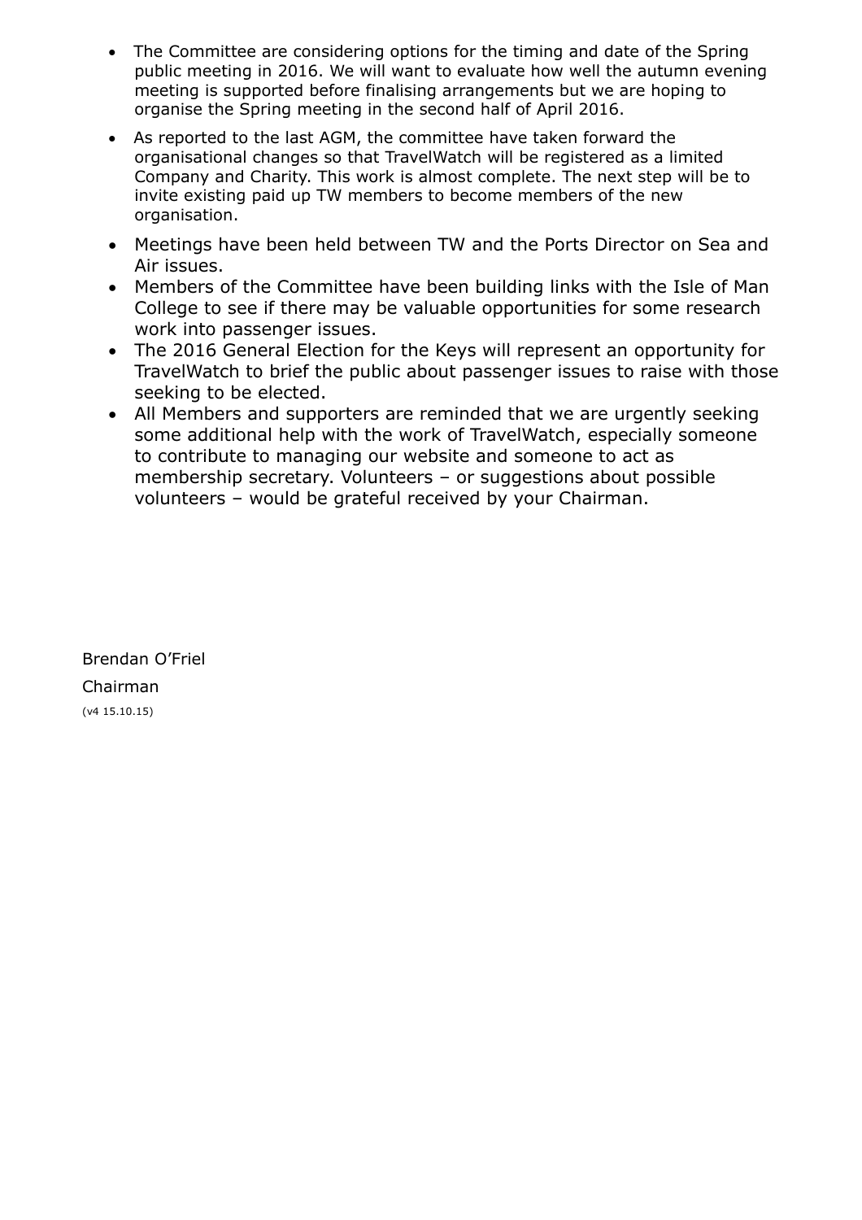- The Committee are considering options for the timing and date of the Spring public meeting in 2016. We will want to evaluate how well the autumn evening meeting is supported before finalising arrangements but we are hoping to organise the Spring meeting in the second half of April 2016.
- As reported to the last AGM, the committee have taken forward the organisational changes so that TravelWatch will be registered as a limited Company and Charity. This work is almost complete. The next step will be to invite existing paid up TW members to become members of the new organisation.
- Meetings have been held between TW and the Ports Director on Sea and Air issues.
- Members of the Committee have been building links with the Isle of Man College to see if there may be valuable opportunities for some research work into passenger issues.
- The 2016 General Election for the Keys will represent an opportunity for TravelWatch to brief the public about passenger issues to raise with those seeking to be elected.
- All Members and supporters are reminded that we are urgently seeking some additional help with the work of TravelWatch, especially someone to contribute to managing our website and someone to act as membership secretary. Volunteers – or suggestions about possible volunteers – would be grateful received by your Chairman.

Brendan O'Friel

Chairman

(v4 15.10.15)